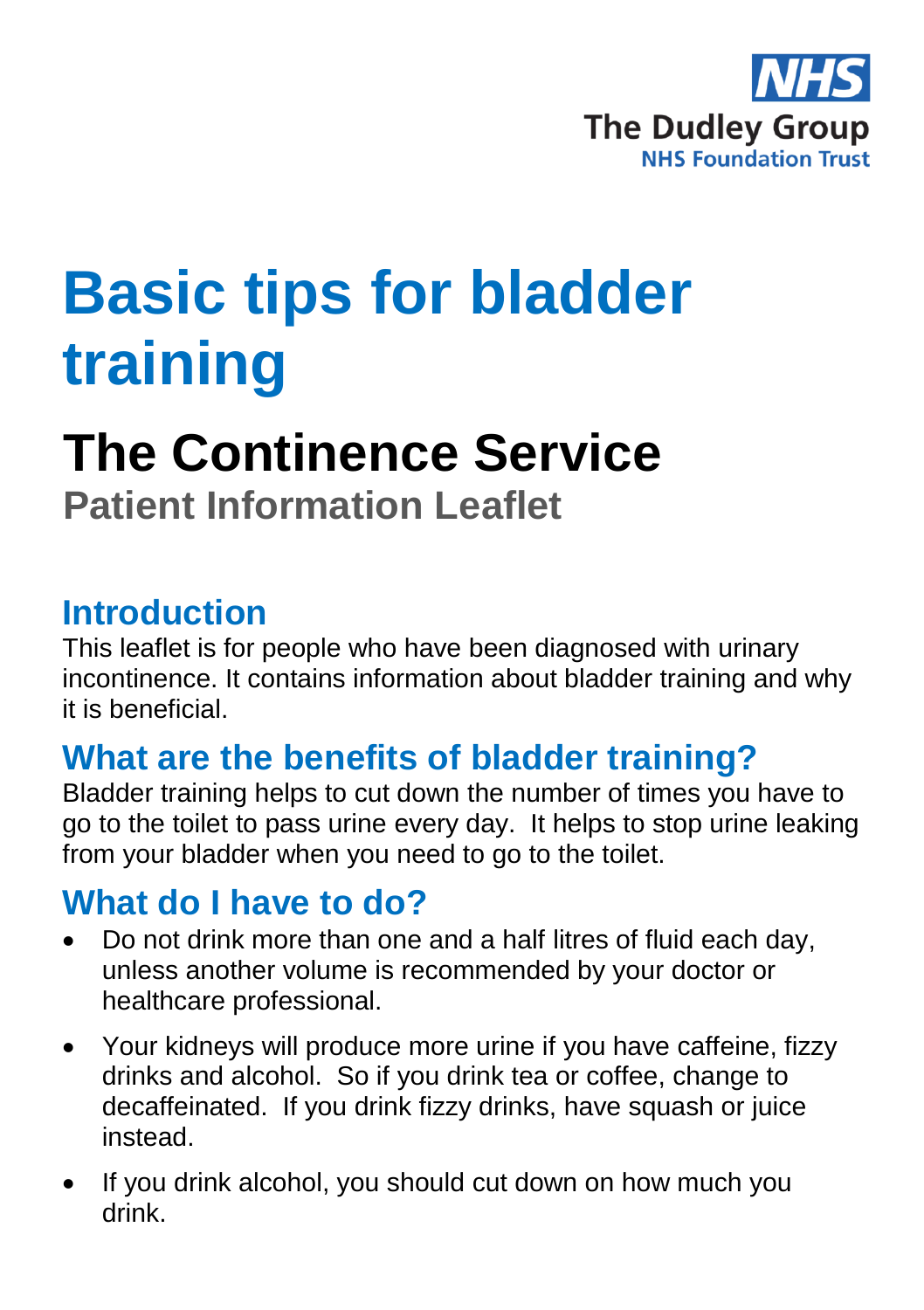NHS
The Dudley Group
NHS Foundation Trust

# Basic tips for bladder training

## The Continence Service

### Patient Information Leaflet

## Introduction

This leaflet is for people who have been diagnosed with urinary incontinence. It contains information about bladder training and why it is beneficial.

## What are the benefits of bladder training?

Bladder training helps to cut down the number of times you have to go to the toilet to pass urine every day. It helps to stop urine leaking from your bladder when you need to go to the toilet.

## What do I have to do?

- Do not drink more than one and a half litres of fluid each day, unless another volume is recommended by your doctor or healthcare professional.
- Your kidneys will produce more urine if you have caffeine, fizzy drinks and alcohol. So if you drink tea or coffee, change to decaffeinated. If you drink fizzy drinks, have squash or juice instead.
- If you drink alcohol, you should cut down on how much you drink.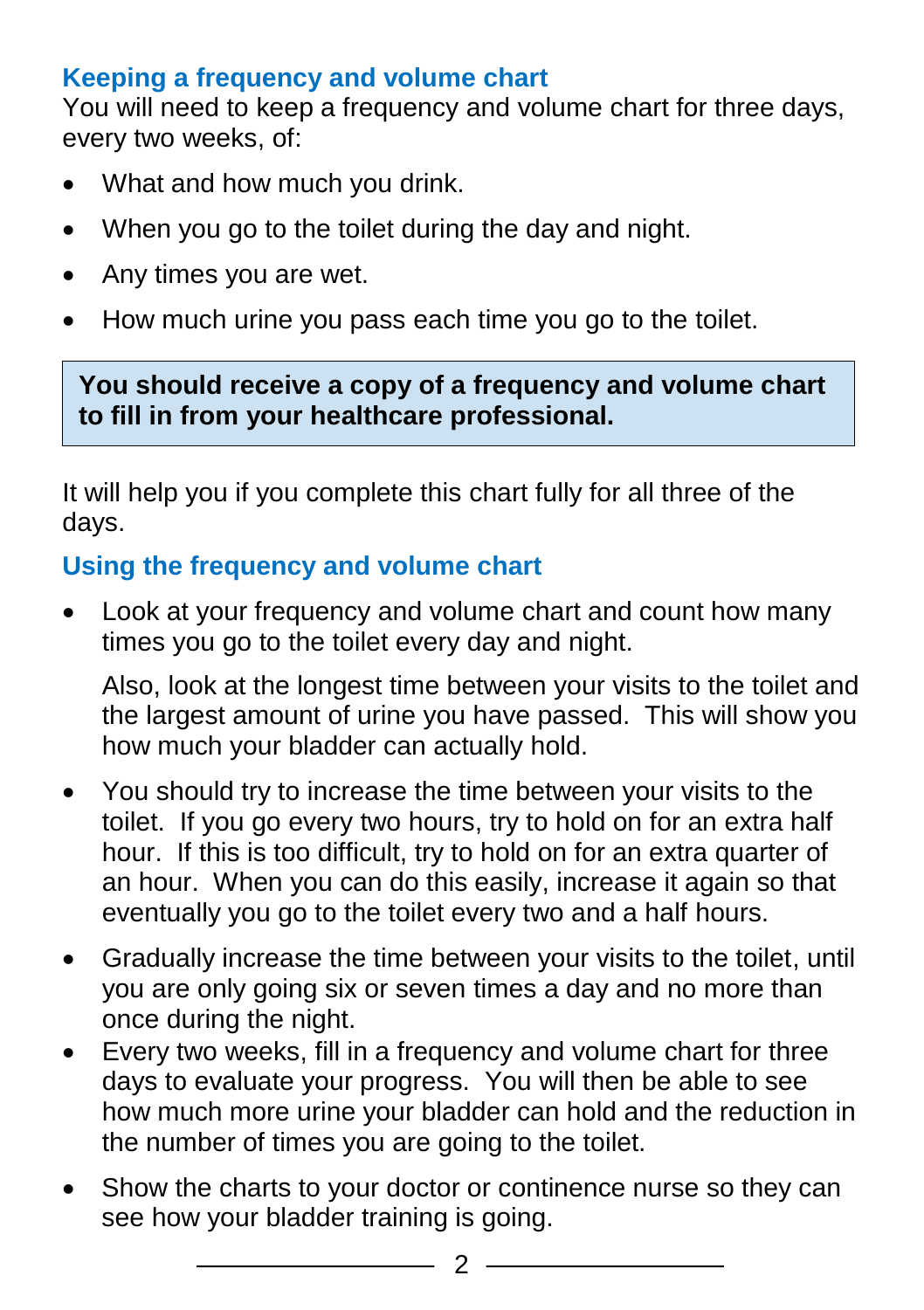## Keeping a frequency and volume chart

You will need to keep a frequency and volume chart for three days, every two weeks, of:

- What and how much you drink.
- When you go to the toilet during the day and night.
- Any times you are wet.
- How much urine you pass each time you go to the toilet.

> **You should receive a copy of a frequency and volume chart to fill in from your healthcare professional.**

It will help you if you complete this chart fully for all three of the days.

## Using the frequency and volume chart

- Look at your frequency and volume chart and count how many times you go to the toilet every day and night.

  Also, look at the longest time between your visits to the toilet and the largest amount of urine you have passed. This will show you how much your bladder can actually hold.

- You should try to increase the time between your visits to the toilet. If you go every two hours, try to hold on for an extra half hour. If this is too difficult, try to hold on for an extra quarter of an hour. When you can do this easily, increase it again so that eventually you go to the toilet every two and a half hours.
- Gradually increase the time between your visits to the toilet, until you are only going six or seven times a day and no more than once during the night.
- Every two weeks, fill in a frequency and volume chart for three days to evaluate your progress. You will then be able to see how much more urine your bladder can hold and the reduction in the number of times you are going to the toilet.
- Show the charts to your doctor or continence nurse so they can see how your bladder training is going.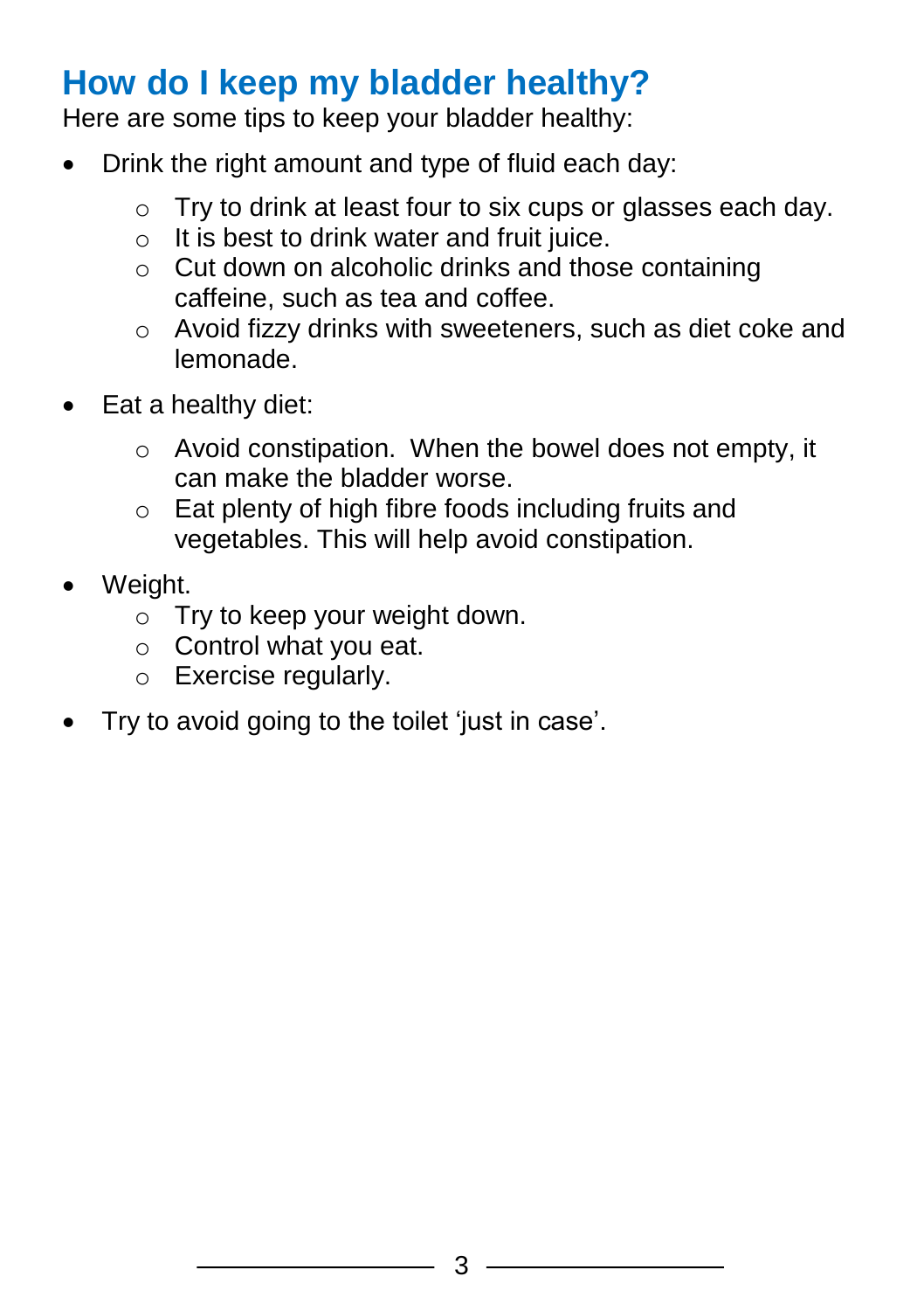## How do I keep my bladder healthy?

Here are some tips to keep your bladder healthy:

- Drink the right amount and type of fluid each day:
  - Try to drink at least four to six cups or glasses each day.
  - It is best to drink water and fruit juice.
  - Cut down on alcoholic drinks and those containing caffeine, such as tea and coffee.
  - Avoid fizzy drinks with sweeteners, such as diet coke and lemonade.
- Eat a healthy diet:
  - Avoid constipation. When the bowel does not empty, it can make the bladder worse.
  - Eat plenty of high fibre foods including fruits and vegetables. This will help avoid constipation.
- Weight.
  - Try to keep your weight down.
  - Control what you eat.
  - Exercise regularly.
- Try to avoid going to the toilet 'just in case'.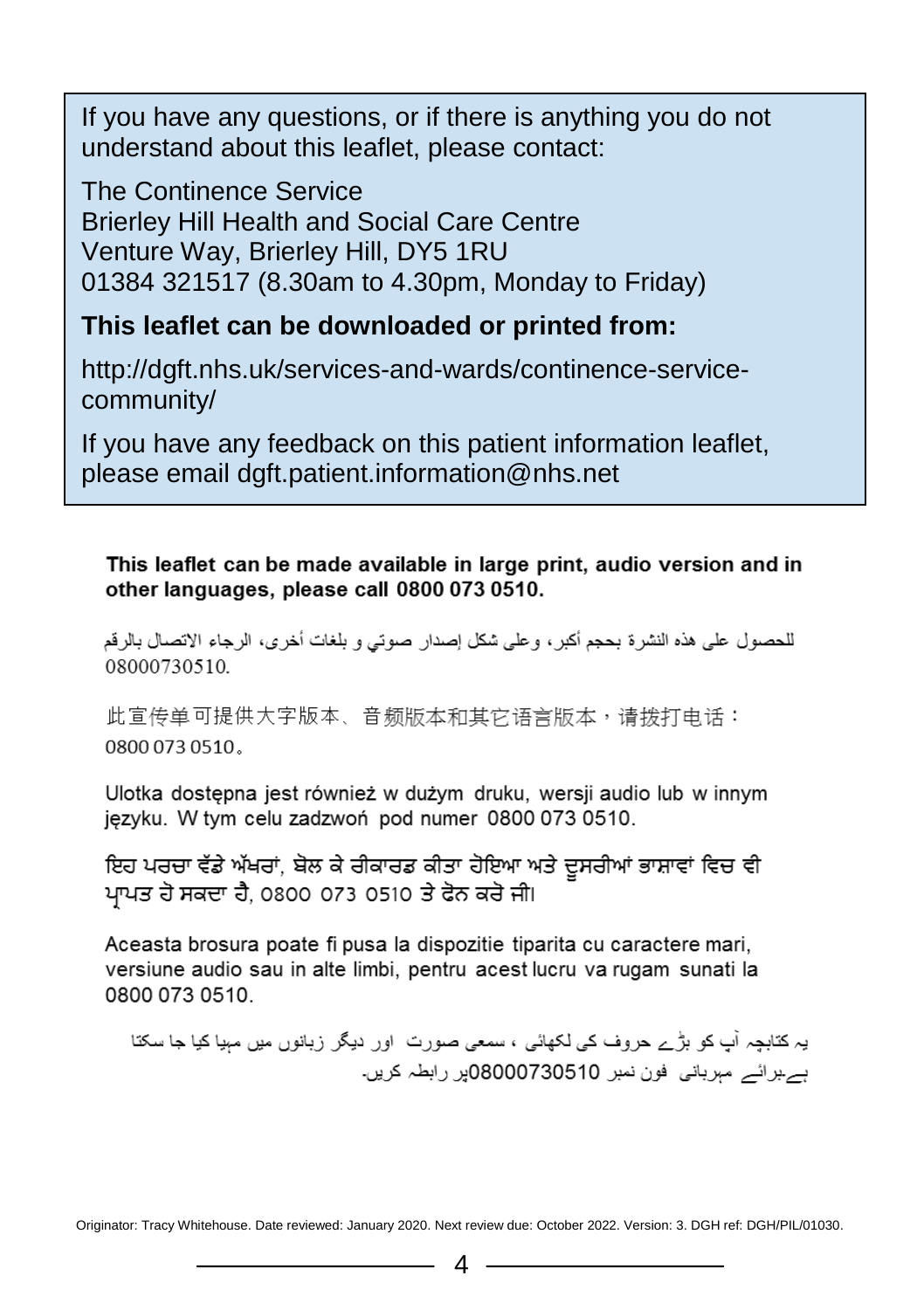If you have any questions, or if there is anything you do not understand about this leaflet, please contact:

The Continence Service
Brierley Hill Health and Social Care Centre
Venture Way, Brierley Hill, DY5 1RU
01384 321517 (8.30am to 4.30pm, Monday to Friday)

**This leaflet can be downloaded or printed from:**

http://dgft.nhs.uk/services-and-wards/continence-service-community/

If you have any feedback on this patient information leaflet, please email dgft.patient.information@nhs.net

**This leaflet can be made available in large print, audio version and in other languages, please call 0800 073 0510.**

للحصول على هذه النشرة بحجم أكبر، وعلى شكل إصدار صوتي و بلغات أخرى، الرجاء الاتصال بالرقم 08000730510.

此宣传单可提供大字版本、音频版本和其它语言版本，请拨打电话：0800 073 0510。

Ulotka dostępna jest również w dużym druku, wersji audio lub w innym języku. W tym celu zadzwoń pod numer 0800 073 0510.

ਇਹ ਪਰਚਾ ਵੱਡੇ ਅੱਖਰਾਂ, ਬੋਲ ਕੇ ਰੀਕਾਰਡ ਕੀਤਾ ਹੋਇਆ ਅਤੇ ਦੂਸਰੀਆਂ ਭਾਸ਼ਾਵਾਂ ਵਿਚ ਵੀ ਪ੍ਰਾਪਤ ਹੋ ਸਕਦਾ ਹੈ, 0800 073 0510 ਤੇ ਫੋਨ ਕਰੋ ਜੀ।

Aceasta brosura poate fi pusa la dispozitie tiparita cu caractere mari, versiune audio sau in alte limbi, pentru acest lucru va rugam sunati la 0800 073 0510.

یہ کتابچہ آپ کو بڑے حروف کی لکھائی ، سمعی صورت اور دیگر زبانوں میں مہیا کیا جا سکتا ہے۔برائے مہربانی فون نمبر 08000730510پر رابطہ کریں۔

Originator: Tracy Whitehouse. Date reviewed: January 2020. Next review due: October 2022. Version: 3. DGH ref: DGH/PIL/01030.